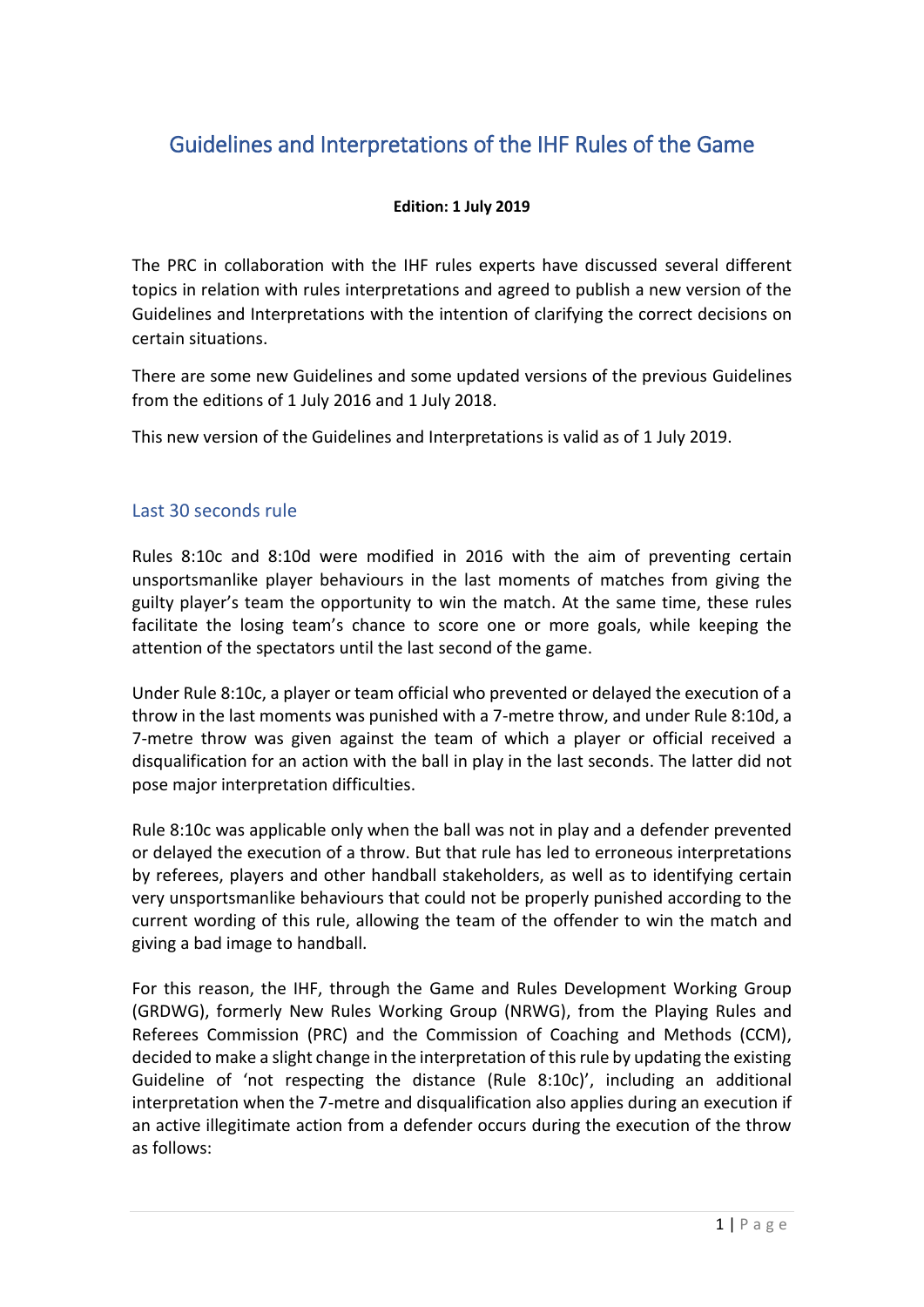# Guidelines and Interpretations of the IHF Rules of the Game

**Edition: 1 July 2019**

The PRC in collaboration with the IHF rules experts have discussed several different topics in relation with rules interpretations and agreed to publish a new version of the Guidelines and Interpretations with the intention of clarifying the correct decisions on certain situations.

There are some new Guidelines and some updated versions of the previous Guidelines from the editions of 1 July 2016 and 1 July 2018.

This new version of the Guidelines and Interpretations is valid as of 1 July 2019.

## Last 30 seconds rule

Rules 8:10c and 8:10d were modified in 2016 with the aim of preventing certain unsportsmanlike player behaviours in the last moments of matches from giving the guilty player's team the opportunity to win the match. At the same time, these rules facilitate the losing team's chance to score one or more goals, while keeping the attention of the spectators until the last second of the game.

Under Rule 8:10c, a player or team official who prevented or delayed the execution of a throw in the last moments was punished with a 7-metre throw, and under Rule 8:10d, a 7-metre throw was given against the team of which a player or official received a disqualification for an action with the ball in play in the last seconds. The latter did not pose major interpretation difficulties.

Rule 8:10c was applicable only when the ball was not in play and a defender prevented or delayed the execution of a throw. But that rule has led to erroneous interpretations by referees, players and other handball stakeholders, as well as to identifying certain very unsportsmanlike behaviours that could not be properly punished according to the current wording of this rule, allowing the team of the offender to win the match and giving a bad image to handball.

For this reason, the IHF, through the Game and Rules Development Working Group (GRDWG), formerly New Rules Working Group (NRWG), from the Playing Rules and Referees Commission (PRC) and the Commission of Coaching and Methods (CCM), decided to make a slight change in the interpretation of this rule by updating the existing Guideline of 'not respecting the distance (Rule 8:10c)', including an additional interpretation when the 7-metre and disqualification also applies during an execution if an active illegitimate action from a defender occurs during the execution of the throw as follows: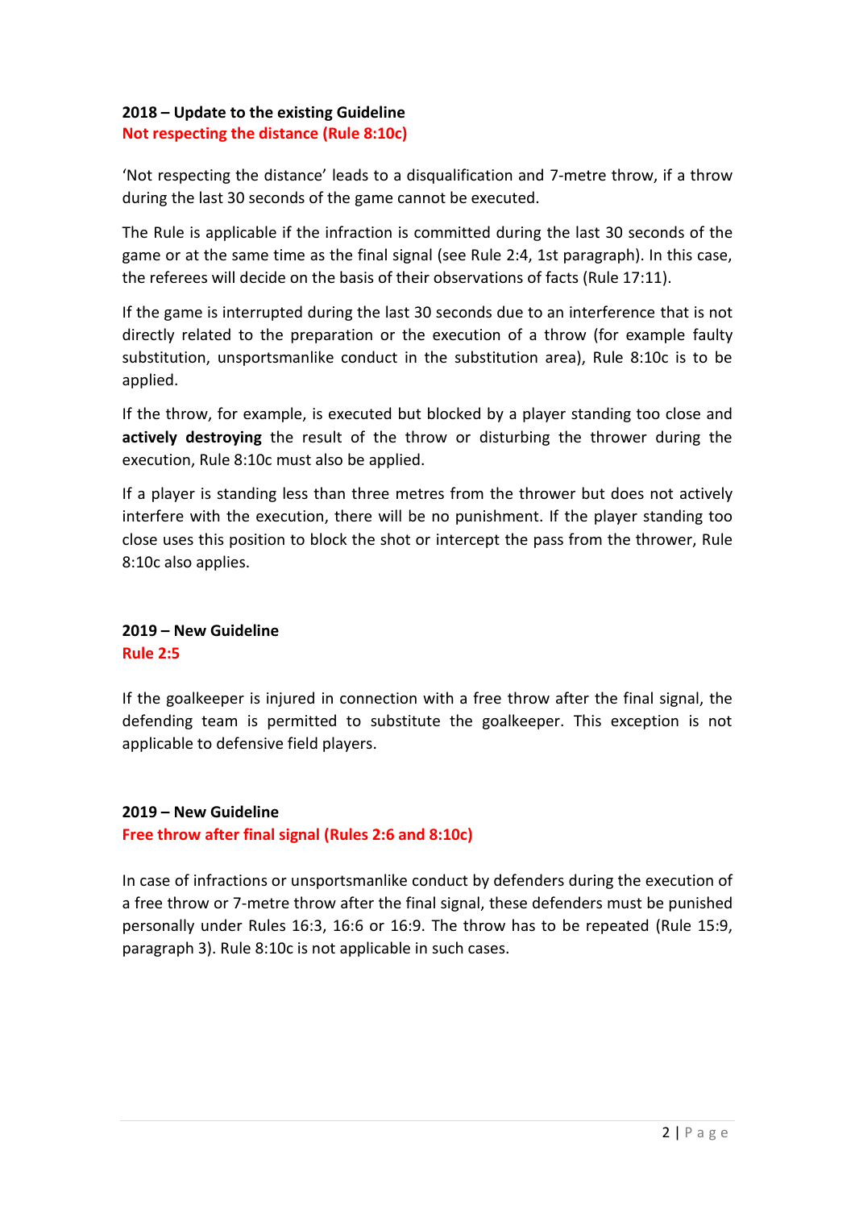### 2018 – Update to the existing Guideline

**Not respecting the distance (Rule 8:10c)**

'Not respecting the distance' leads to a disqualification and 7-metre throw, if a throw during the last 30 seconds of the game cannot be executed.

The Rule is applicable if the infraction is committed during the last 30 seconds of the game or at the same time as the final signal (see Rule 2:4, 1st paragraph). In this case, the referees will decide on the basis of their observations of facts (Rule 17:11).

If the game is interrupted during the last 30 seconds due to an interference that is not directly related to the preparation or the execution of a throw (for example faulty substitution, unsportsmanlike conduct in the substitution area), Rule 8:10c is to be applied.

If the throw, for example, is executed but blocked by a player standing too close and **actively destroying** the result of the throw or disturbing the thrower during the execution, Rule 8:10c must also be applied.

If a player is standing less than three metres from the thrower but does not actively interfere with the execution, there will be no punishment. If the player standing too close uses this position to block the shot or intercept the pass from the thrower, Rule 8:10c also applies.

### 2019 – New Guideline

**Rule 2:5**

If the goalkeeper is injured in connection with a free throw after the final signal, the defending team is permitted to substitute the goalkeeper. This exception is not applicable to defensive field players.

### 2019 – New Guideline

**Free throw after final signal (Rules 2:6 and 8:10c)**

In case of infractions or unsportsmanlike conduct by defenders during the execution of a free throw or 7-metre throw after the final signal, these defenders must be punished personally under Rules 16:3, 16:6 or 16:9. The throw has to be repeated (Rule 15:9, paragraph 3). Rule 8:10c is not applicable in such cases.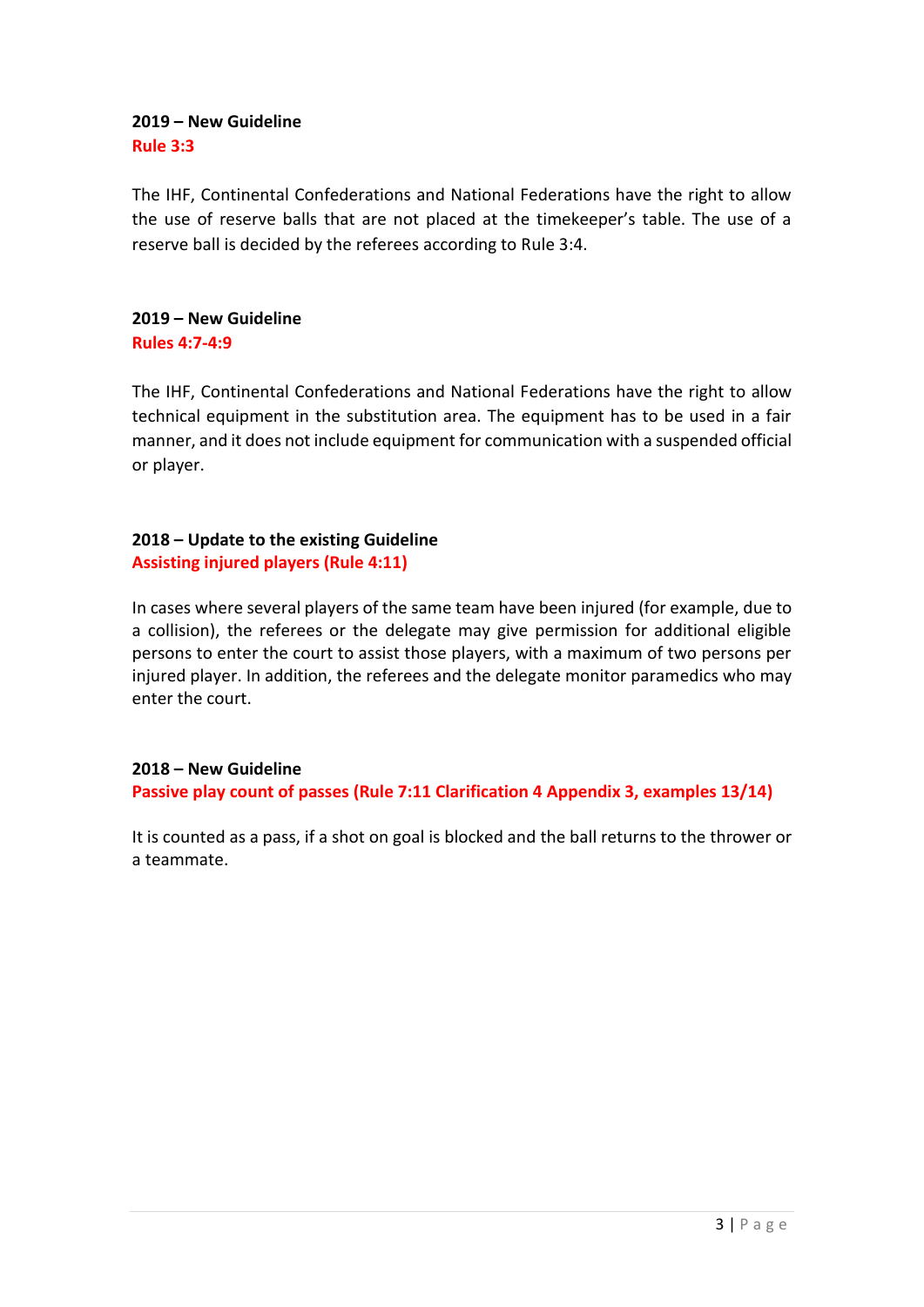**2019 – New Guideline**
**Rule 3:3**

The IHF, Continental Confederations and National Federations have the right to allow the use of reserve balls that are not placed at the timekeeper's table. The use of a reserve ball is decided by the referees according to Rule 3:4.

**2019 – New Guideline**
**Rules 4:7-4:9**

The IHF, Continental Confederations and National Federations have the right to allow technical equipment in the substitution area. The equipment has to be used in a fair manner, and it does not include equipment for communication with a suspended official or player.

**2018 – Update to the existing Guideline**
**Assisting injured players (Rule 4:11)**

In cases where several players of the same team have been injured (for example, due to a collision), the referees or the delegate may give permission for additional eligible persons to enter the court to assist those players, with a maximum of two persons per injured player. In addition, the referees and the delegate monitor paramedics who may enter the court.

**2018 – New Guideline**
**Passive play count of passes (Rule 7:11 Clarification 4 Appendix 3, examples 13/14)**

It is counted as a pass, if a shot on goal is blocked and the ball returns to the thrower or a teammate.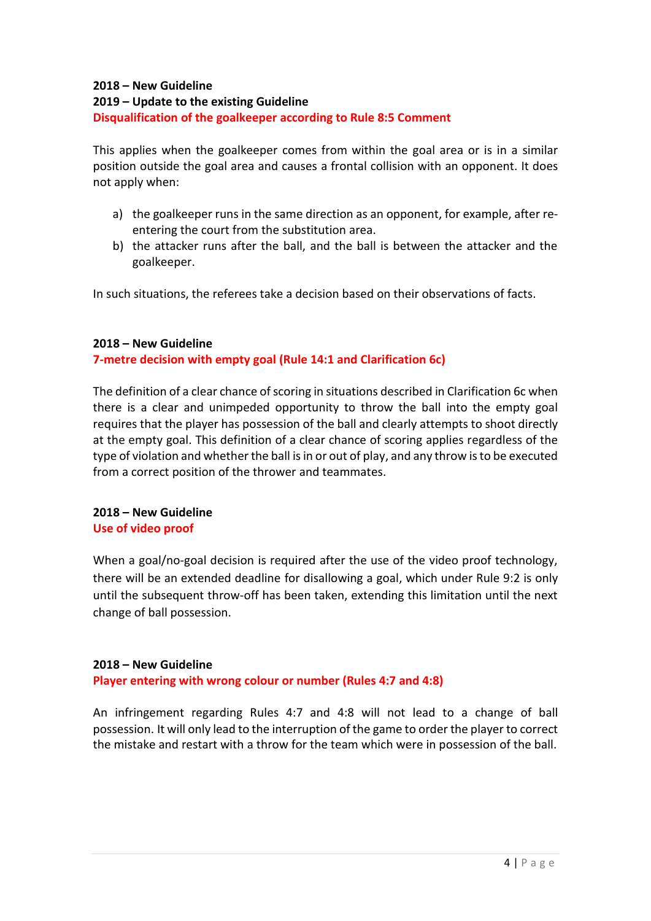**2018 – New Guideline**

**2019 – Update to the existing Guideline**

### Disqualification of the goalkeeper according to Rule 8:5 Comment

This applies when the goalkeeper comes from within the goal area or is in a similar position outside the goal area and causes a frontal collision with an opponent. It does not apply when:

a) the goalkeeper runs in the same direction as an opponent, for example, after re-entering the court from the substitution area.
b) the attacker runs after the ball, and the ball is between the attacker and the goalkeeper.

In such situations, the referees take a decision based on their observations of facts.

**2018 – New Guideline**

### 7-metre decision with empty goal (Rule 14:1 and Clarification 6c)

The definition of a clear chance of scoring in situations described in Clarification 6c when there is a clear and unimpeded opportunity to throw the ball into the empty goal requires that the player has possession of the ball and clearly attempts to shoot directly at the empty goal. This definition of a clear chance of scoring applies regardless of the type of violation and whether the ball is in or out of play, and any throw is to be executed from a correct position of the thrower and teammates.

**2018 – New Guideline**

### Use of video proof

When a goal/no-goal decision is required after the use of the video proof technology, there will be an extended deadline for disallowing a goal, which under Rule 9:2 is only until the subsequent throw-off has been taken, extending this limitation until the next change of ball possession.

**2018 – New Guideline**

### Player entering with wrong colour or number (Rules 4:7 and 4:8)

An infringement regarding Rules 4:7 and 4:8 will not lead to a change of ball possession. It will only lead to the interruption of the game to order the player to correct the mistake and restart with a throw for the team which were in possession of the ball.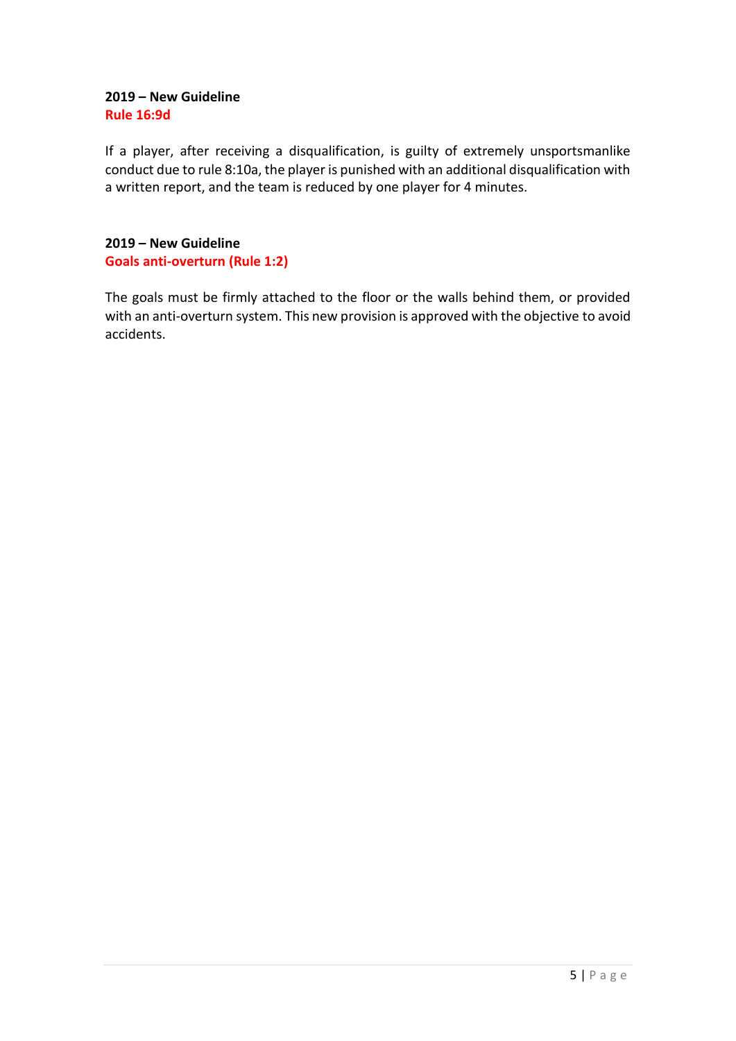**2019 – New Guideline**
**Rule 16:9d**

If a player, after receiving a disqualification, is guilty of extremely unsportsmanlike conduct due to rule 8:10a, the player is punished with an additional disqualification with a written report, and the team is reduced by one player for 4 minutes.

**2019 – New Guideline**
**Goals anti-overturn (Rule 1:2)**

The goals must be firmly attached to the floor or the walls behind them, or provided with an anti-overturn system. This new provision is approved with the objective to avoid accidents.